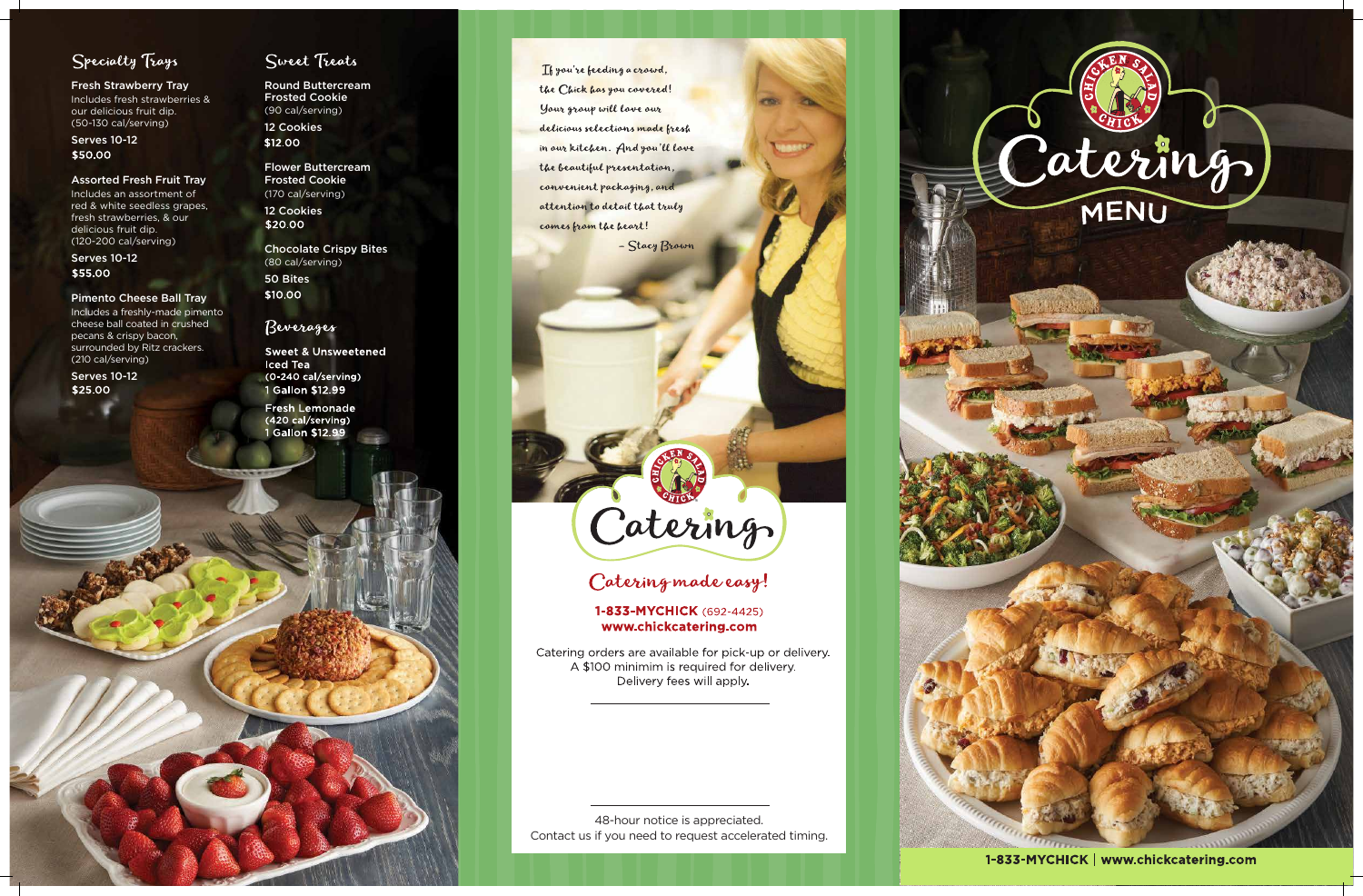## Specialty Trays

**Fresh Strawberry Tray**
Includes fresh strawberries & our delicious fruit dip.
(50-130 cal/serving)

Serves 10-12
**$50.00**

**Assorted Fresh Fruit Tray**
Includes an assortment of red & white seedless grapes, fresh strawberries, & our delicious fruit dip.
(120-200 cal/serving)

Serves 10-12
**$55.00**

**Pimento Cheese Ball Tray**
Includes a freshly-made pimento cheese ball coated in crushed pecans & crispy bacon, surrounded by Ritz crackers.
(210 cal/serving)

Serves 10-12
**$25.00**

## Sweet Treats

**Round Buttercream Frosted Cookie**
(90 cal/serving)

12 Cookies
**$12.00**

**Flower Buttercream Frosted Cookie**
(170 cal/serving)

12 Cookies
**$20.00**

**Chocolate Crispy Bites**
(80 cal/serving)

50 Bites
**$10.00**

## Beverages

**Sweet & Unsweetened Iced Tea**
(0-240 cal/serving)
1 Gallon $12.99

**Fresh Lemonade**
(420 cal/serving)
1 Gallon $12.99

*If you're feeding a crowd, the Chick has you covered! Your group will love our delicious selections made fresh in our kitchen. And you'll love the beautiful presentation, convenient packaging, and attention to detail that truly comes from the heart!*

*– Stacy Brown*

Chicken Salad Chick

Catering

*Catering made easy!*

**1-833-MYCHICK** (692-4425)
**www.chickcatering.com**

Catering orders are available for pick-up or delivery.
A $100 minimim is required for delivery.
Delivery fees will apply.

48-hour notice is appreciated.
Contact us if you need to request accelerated timing.

Chicken Salad Chick

# Catering MENU

**1-833-MYCHICK | www.chickcatering.com**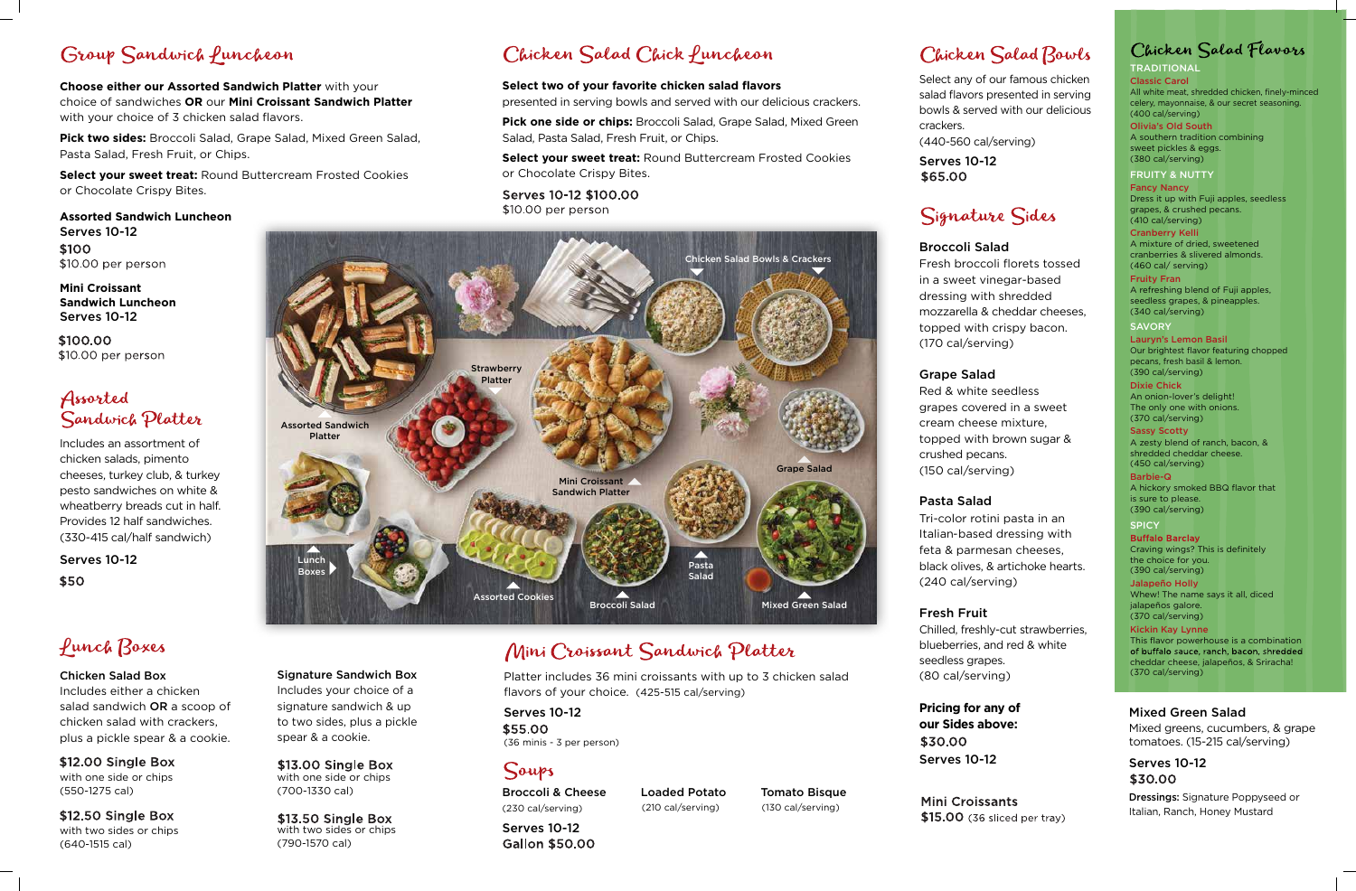## Group Sandwich Luncheon

**Choose either our Assorted Sandwich Platter** with your choice of sandwiches **OR** our **Mini Croissant Sandwich Platter** with your choice of 3 chicken salad flavors.

**Pick two sides:** Broccoli Salad, Grape Salad, Mixed Green Salad, Pasta Salad, Fresh Fruit, or Chips.

**Select your sweet treat:** Round Buttercream Frosted Cookies or Chocolate Crispy Bites.

**Assorted Sandwich Luncheon**
**Serves 10-12**
**$100**
$10.00 per person

**Mini Croissant Sandwich Luncheon**
**Serves 10-12**
**$100.00**
$10.00 per person

## Assorted Sandwich Platter

Includes an assortment of chicken salads, pimento cheeses, turkey club, & turkey pesto sandwiches on white & wheatberry breads cut in half. Provides 12 half sandwiches. (330-415 cal/half sandwich)

**Serves 10-12**
**$50**

## Lunch Boxes

**Chicken Salad Box**
Includes either a chicken salad sandwich **OR** a scoop of chicken salad with crackers, plus a pickle spear & a cookie.

**$12.00 Single Box**
with one side or chips
(550-1275 cal)

**$12.50 Single Box**
with two sides or chips
(640-1515 cal)

**Signature Sandwich Box**
Includes your choice of a signature sandwich & up to two sides, plus a pickle spear & a cookie.

**$13.00 Single Box**
with one side or chips
(700-1330 cal)

**$13.50 Single Box**
with two sides or chips
(790-1570 cal)

## Chicken Salad Chick Luncheon

**Select two of your favorite chicken salad flavors** presented in serving bowls and served with our delicious crackers.

**Pick one side or chips:** Broccoli Salad, Grape Salad, Mixed Green Salad, Pasta Salad, Fresh Fruit, or Chips.

**Select your sweet treat:** Round Buttercream Frosted Cookies or Chocolate Crispy Bites.

**Serves 10-12 $100.00**
$10.00 per person

Chicken Salad Bowls & Crackers
Strawberry Platter
Assorted Sandwich Platter
Mini Croissant Sandwich Platter
Grape Salad
Lunch Boxes
Pasta Salad
Assorted Cookies
Broccoli Salad
Mixed Green Salad

## Mini Croissant Sandwich Platter

Platter includes 36 mini croissants with up to 3 chicken salad flavors of your choice. (425-515 cal/serving)

**Serves 10-12**
**$55.00**
(36 minis - 3 per person)

## Soups

**Broccoli & Cheese**
(230 cal/serving)

**Loaded Potato**
(210 cal/serving)

**Tomato Bisque**
(130 cal/serving)

**Serves 10-12**
**Gallon $50.00**

## Chicken Salad Bowls

Select any of our famous chicken salad flavors presented in serving bowls & served with our delicious crackers.
(440-560 cal/serving)

**Serves 10-12**
**$65.00**

## Signature Sides

**Broccoli Salad**
Fresh broccoli florets tossed in a sweet vinegar-based dressing with shredded mozzarella & cheddar cheeses, topped with crispy bacon.
(170 cal/serving)

**Grape Salad**
Red & white seedless grapes covered in a sweet cream cheese mixture, topped with brown sugar & crushed pecans.
(150 cal/serving)

**Pasta Salad**
Tri-color rotini pasta in an Italian-based dressing with feta & parmesan cheeses, black olives, & artichoke hearts.
(240 cal/serving)

**Fresh Fruit**
Chilled, freshly-cut strawberries, blueberries, and red & white seedless grapes.
(80 cal/serving)

**Pricing for any of our Sides above:**
**$30.00**
**Serves 10-12**

**Mini Croissants**
**$15.00** (36 sliced per tray)

## Chicken Salad Flavors

### TRADITIONAL

**Classic Carol**
All white meat, shredded chicken, finely-minced celery, mayonnaise, & our secret seasoning.
(400 cal/serving)

**Olivia's Old South**
A southern tradition combining sweet pickles & eggs.
(380 cal/serving)

### FRUITY & NUTTY

**Fancy Nancy**
Dress it up with Fuji apples, seedless grapes, & crushed pecans.
(410 cal/serving)

**Cranberry Kelli**
A mixture of dried, sweetened cranberries & slivered almonds.
(460 cal/ serving)

**Fruity Fran**
A refreshing blend of Fuji apples, seedless grapes, & pineapples.
(340 cal/serving)

### SAVORY

**Lauryn's Lemon Basil**
Our brightest flavor featuring chopped pecans, fresh basil & lemon.
(390 cal/serving)

**Dixie Chick**
An onion-lover's delight! The only one with onions.
(370 cal/serving)

**Sassy Scotty**
A zesty blend of ranch, bacon, & shredded cheddar cheese.
(450 cal/serving)

**Barbie-Q**
A hickory smoked BBQ flavor that is sure to please.
(390 cal/serving)

### SPICY

**Buffalo Barclay**
Craving wings? This is definitely the choice for you.
(390 cal/serving)

**Jalapeño Holly**
Whew! The name says it all, diced jalapeños galore.
(370 cal/serving)

**Kickin Kay Lynne**
This flavor powerhouse is a combination of buffalo sauce, ranch, bacon, shredded cheddar cheese, jalapeños, & Sriracha!
(370 cal/serving)

**Mixed Green Salad**
Mixed greens, cucumbers, & grape tomatoes. (15-215 cal/serving)

**Serves 10-12**
**$30.00**

**Dressings:** Signature Poppyseed or Italian, Ranch, Honey Mustard